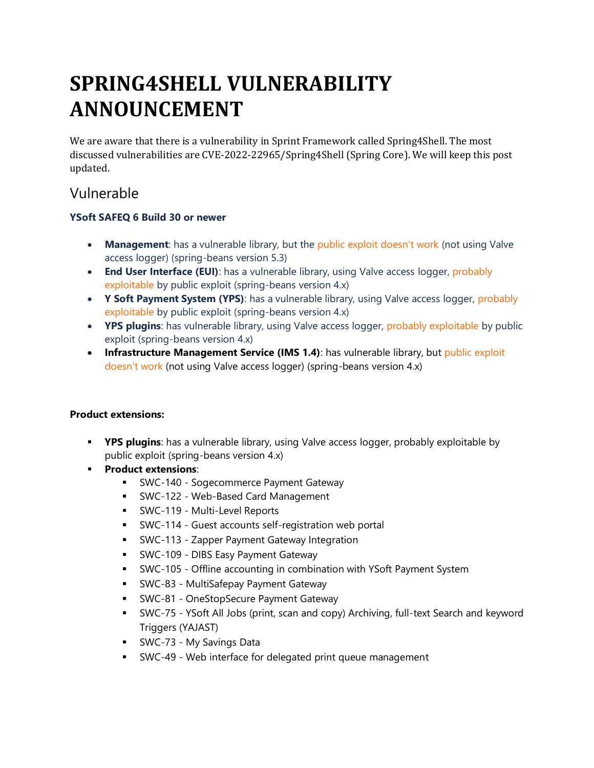# SPRING4SHELL VULNERABILITY ANNOUNCEMENT

We are aware that there is a vulnerability in Sprint Framework called Spring4Shell. The most discussed vulnerabilities are CVE-2022-22965/Spring4Shell (Spring Core). We will keep this post updated.

## Vulnerable

### YSoft SAFEQ 6 Build 30 or newer

- **Management**: has a vulnerable library, but the public exploit doesn't work (not using Valve access logger) (spring-beans version 5.3)
- **End User Interface (EUI)**: has a vulnerable library, using Valve access logger, probably exploitable by public exploit (spring-beans version 4.x)
- **Y Soft Payment System (YPS)**: has a vulnerable library, using Valve access logger, probably exploitable by public exploit (spring-beans version 4.x)
- **YPS plugins**: has vulnerable library, using Valve access logger, probably exploitable by public exploit (spring-beans version 4.x)
- **Infrastructure Management Service (IMS 1.4)**: has vulnerable library, but public exploit doesn't work (not using Valve access logger) (spring-beans version 4.x)

**Product extensions:**

- **YPS plugins**: has a vulnerable library, using Valve access logger, probably exploitable by public exploit (spring-beans version 4.x)
- **Product extensions**:
  - SWC-140 - Sogecommerce Payment Gateway
  - SWC-122 - Web-Based Card Management
  - SWC-119 - Multi-Level Reports
  - SWC-114 - Guest accounts self-registration web portal
  - SWC-113 - Zapper Payment Gateway Integration
  - SWC-109 - DIBS Easy Payment Gateway
  - SWC-105 - Offline accounting in combination with YSoft Payment System
  - SWC-83 - MultiSafepay Payment Gateway
  - SWC-81 - OneStopSecure Payment Gateway
  - SWC-75 - YSoft All Jobs (print, scan and copy) Archiving, full-text Search and keyword Triggers (YAJAST)
  - SWC-73 - My Savings Data
  - SWC-49 - Web interface for delegated print queue management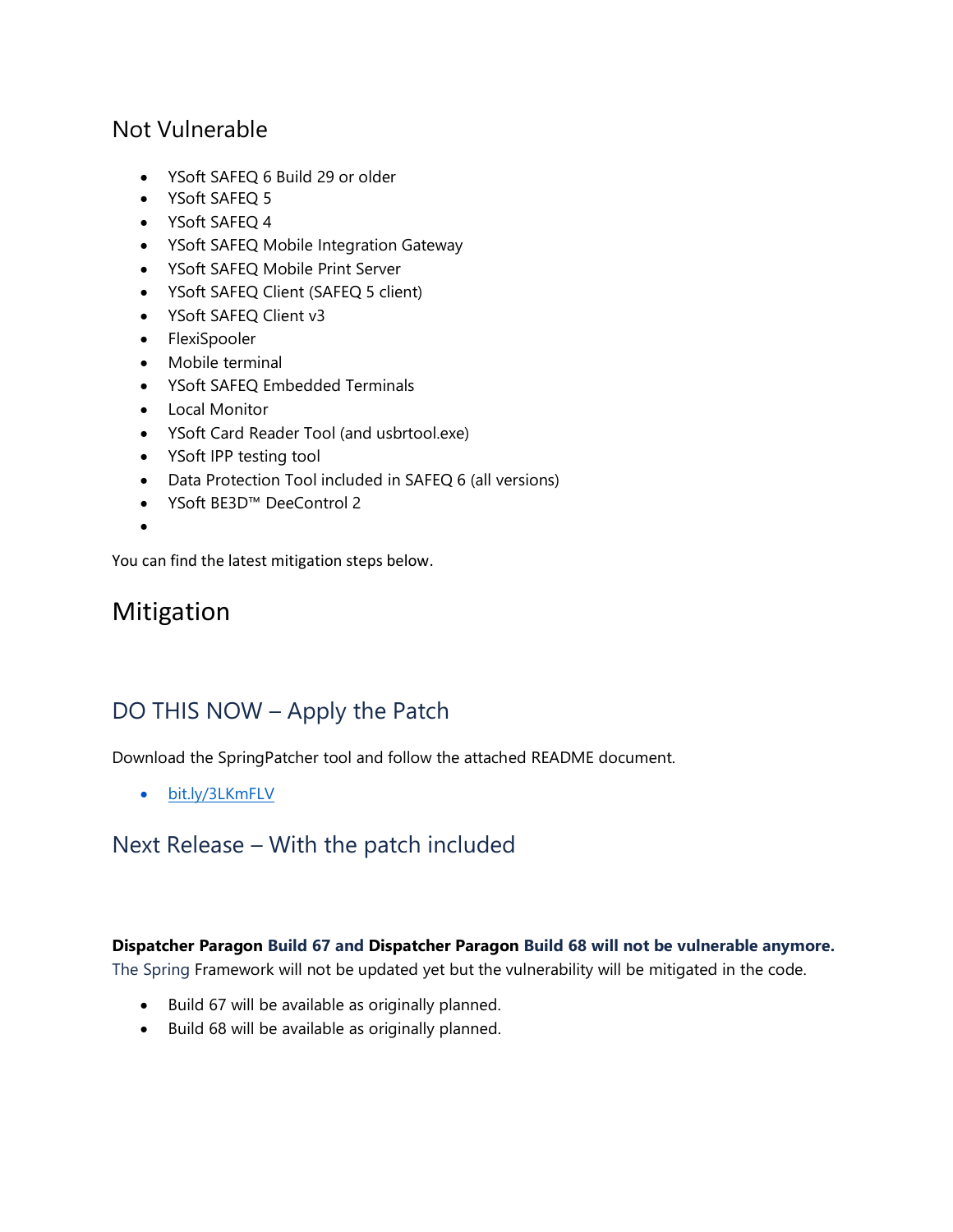## Not Vulnerable

- YSoft SAFEQ 6 Build 29 or older
- YSoft SAFEQ 5
- YSoft SAFEQ 4
- YSoft SAFEQ Mobile Integration Gateway
- YSoft SAFEQ Mobile Print Server
- YSoft SAFEQ Client (SAFEQ 5 client)
- YSoft SAFEQ Client v3
- FlexiSpooler
- Mobile terminal
- YSoft SAFEQ Embedded Terminals
- Local Monitor
- YSoft Card Reader Tool (and usbrtool.exe)
- YSoft IPP testing tool
- Data Protection Tool included in SAFEQ 6 (all versions)
- YSoft BE3D™ DeeControl 2

You can find the latest mitigation steps below.

# Mitigation

## DO THIS NOW – Apply the Patch

Download the SpringPatcher tool and follow the attached README document.

- bit.ly/3LKmFLV

## Next Release – With the patch included

**Dispatcher Paragon Build 67 and Dispatcher Paragon Build 68 will not be vulnerable anymore.**
The Spring Framework will not be updated yet but the vulnerability will be mitigated in the code.

- Build 67 will be available as originally planned.
- Build 68 will be available as originally planned.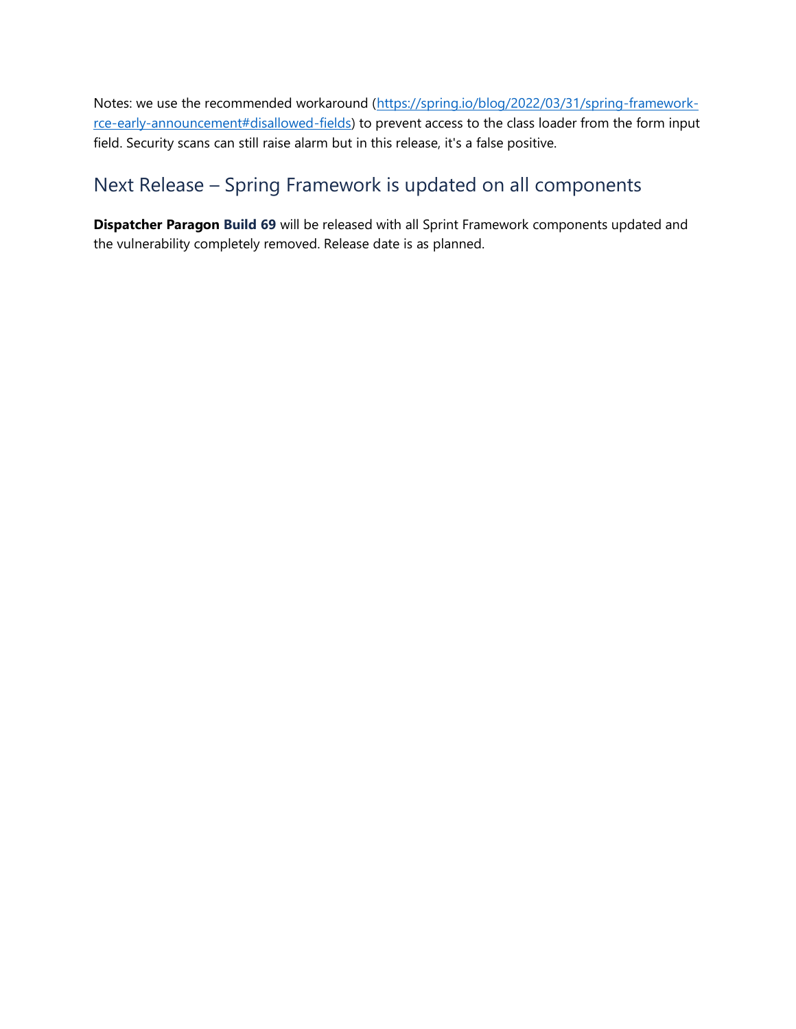Notes: we use the recommended workaround ([https://spring.io/blog/2022/03/31/spring-framework-rce-early-announcement#disallowed-fields](https://spring.io/blog/2022/03/31/spring-framework-rce-early-announcement#disallowed-fields)) to prevent access to the class loader from the form input field. Security scans can still raise alarm but in this release, it's a false positive.

## Next Release – Spring Framework is updated on all components

**Dispatcher Paragon Build 69** will be released with all Sprint Framework components updated and the vulnerability completely removed. Release date is as planned.